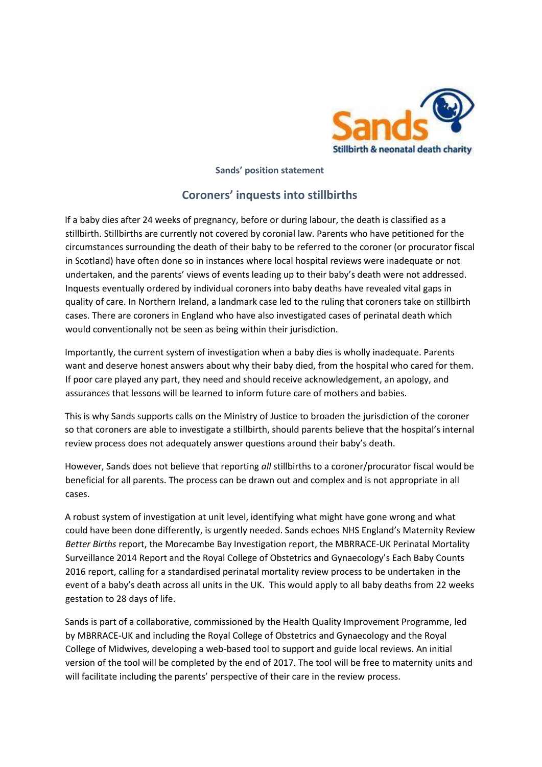**Sands' position statement**

# Coroners' inquests into stillbirths

If a baby dies after 24 weeks of pregnancy, before or during labour, the death is classified as a stillbirth. Stillbirths are currently not covered by coronial law. Parents who have petitioned for the circumstances surrounding the death of their baby to be referred to the coroner (or procurator fiscal in Scotland) have often done so in instances where local hospital reviews were inadequate or not undertaken, and the parents' views of events leading up to their baby's death were not addressed. Inquests eventually ordered by individual coroners into baby deaths have revealed vital gaps in quality of care. In Northern Ireland, a landmark case led to the ruling that coroners take on stillbirth cases. There are coroners in England who have also investigated cases of perinatal death which would conventionally not be seen as being within their jurisdiction.

Importantly, the current system of investigation when a baby dies is wholly inadequate. Parents want and deserve honest answers about why their baby died, from the hospital who cared for them. If poor care played any part, they need and should receive acknowledgement, an apology, and assurances that lessons will be learned to inform future care of mothers and babies.

This is why Sands supports calls on the Ministry of Justice to broaden the jurisdiction of the coroner so that coroners are able to investigate a stillbirth, should parents believe that the hospital's internal review process does not adequately answer questions around their baby's death.

However, Sands does not believe that reporting *all* stillbirths to a coroner/procurator fiscal would be beneficial for all parents. The process can be drawn out and complex and is not appropriate in all cases.

A robust system of investigation at unit level, identifying what might have gone wrong and what could have been done differently, is urgently needed. Sands echoes NHS England's Maternity Review *Better Births* report, the Morecambe Bay Investigation report, the MBRRACE-UK Perinatal Mortality Surveillance 2014 Report and the Royal College of Obstetrics and Gynaecology's Each Baby Counts 2016 report, calling for a standardised perinatal mortality review process to be undertaken in the event of a baby's death across all units in the UK. This would apply to all baby deaths from 22 weeks gestation to 28 days of life.

Sands is part of a collaborative, commissioned by the Health Quality Improvement Programme, led by MBRRACE-UK and including the Royal College of Obstetrics and Gynaecology and the Royal College of Midwives, developing a web-based tool to support and guide local reviews. An initial version of the tool will be completed by the end of 2017. The tool will be free to maternity units and will facilitate including the parents' perspective of their care in the review process.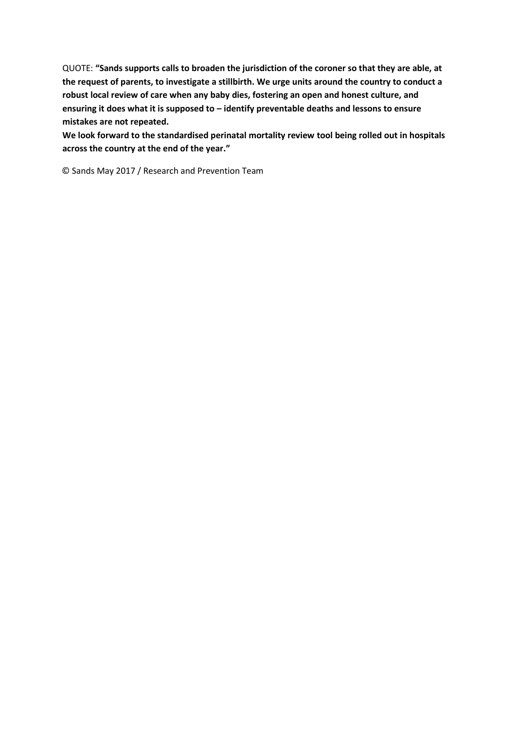QUOTE: **"Sands supports calls to broaden the jurisdiction of the coroner so that they are able, at the request of parents, to investigate a stillbirth. We urge units around the country to conduct a robust local review of care when any baby dies, fostering an open and honest culture, and ensuring it does what it is supposed to – identify preventable deaths and lessons to ensure mistakes are not repeated.**

**We look forward to the standardised perinatal mortality review tool being rolled out in hospitals across the country at the end of the year."**

© Sands May 2017 / Research and Prevention Team